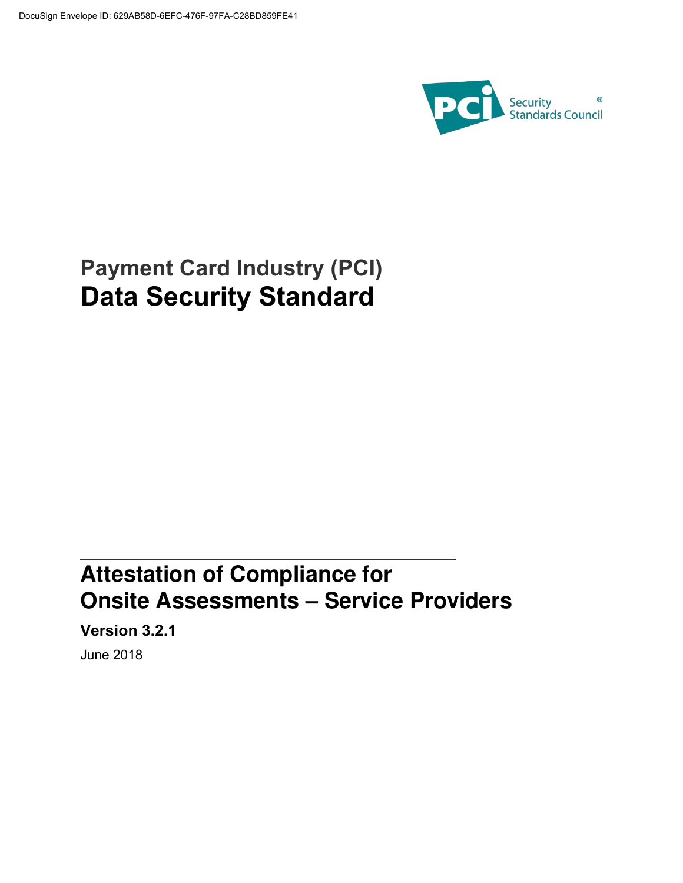DocuSign Envelope ID: 629AB58D-6EFC-476F-97FA-C28BD859FE41

Security Standards Council®

## Payment Card Industry (PCI)

# Data Security Standard

## Attestation of Compliance for Onsite Assessments – Service Providers

**Version 3.2.1**

June 2018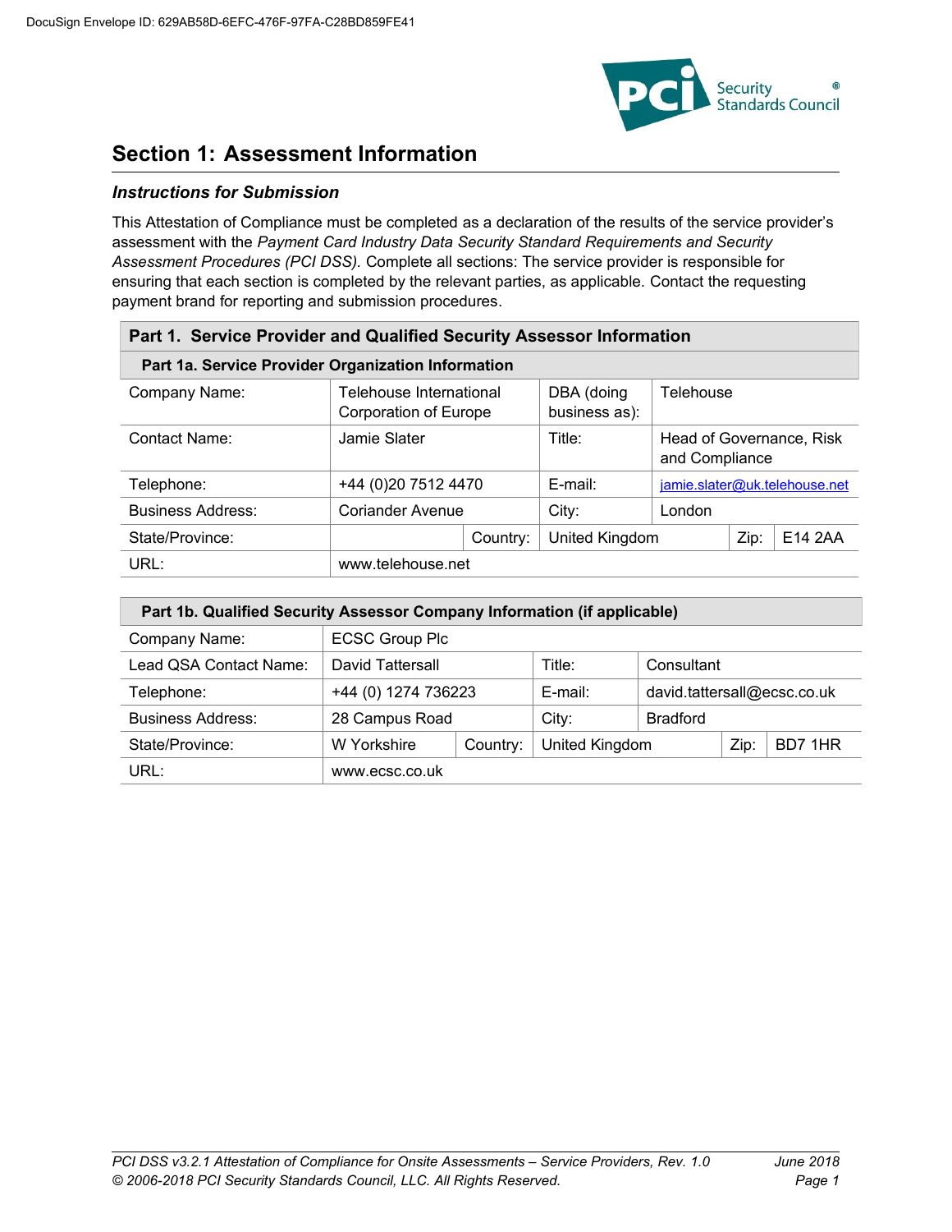## Section 1: Assessment Information

### *Instructions for Submission*

This Attestation of Compliance must be completed as a declaration of the results of the service provider's assessment with the *Payment Card Industry Data Security Standard Requirements and Security Assessment Procedures (PCI DSS).* Complete all sections: The service provider is responsible for ensuring that each section is completed by the relevant parties, as applicable. Contact the requesting payment brand for reporting and submission procedures.

| **Part 1. Service Provider and Qualified Security Assessor Information** | | | | | | |
|---|---|---|---|---|---|---|
| **Part 1a. Service Provider Organization Information** | | | | | | |
| Company Name: | Telehouse International Corporation of Europe | | DBA (doing business as): | Telehouse | | |
| Contact Name: | Jamie Slater | | Title: | Head of Governance, Risk and Compliance | | |
| Telephone: | +44 (0)20 7512 4470 | | E-mail: | jamie.slater@uk.telehouse.net | | |
| Business Address: | Coriander Avenue | | City: | London | | |
| State/Province: | | Country: | United Kingdom | | Zip: | E14 2AA |
| URL: | www.telehouse.net | | | | | |

| **Part 1b. Qualified Security Assessor Company Information (if applicable)** | | | | | | |
|---|---|---|---|---|---|---|
| Company Name: | ECSC Group Plc | | | | | |
| Lead QSA Contact Name: | David Tattersall | | Title: | Consultant | | |
| Telephone: | +44 (0) 1274 736223 | | E-mail: | david.tattersall@ecsc.co.uk | | |
| Business Address: | 28 Campus Road | | City: | Bradford | | |
| State/Province: | W Yorkshire | Country: | United Kingdom | | Zip: | BD7 1HR |
| URL: | www.ecsc.co.uk | | | | | |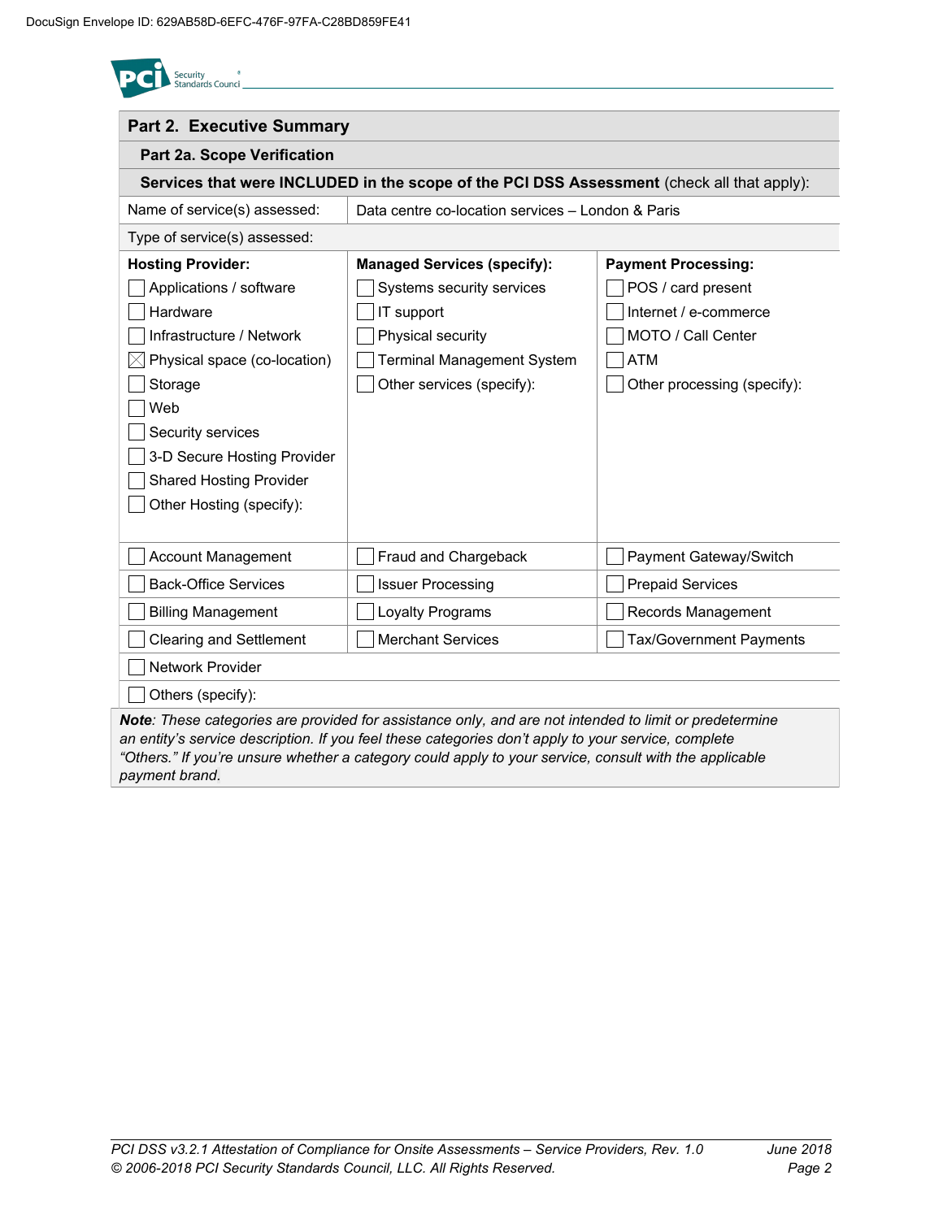## Part 2. Executive Summary

### Part 2a. Scope Verification

**Services that were INCLUDED in the scope of the PCI DSS Assessment** (check all that apply):

| Name of service(s) assessed: | Data centre co-location services – London & Paris | |
|---|---|---|
| **Type of service(s) assessed:** | | |
| **Hosting Provider:**<br>☐ Applications / software<br>☐ Hardware<br>☐ Infrastructure / Network<br>☒ Physical space (co-location)<br>☐ Storage<br>☐ Web<br>☐ Security services<br>☐ 3-D Secure Hosting Provider<br>☐ Shared Hosting Provider<br>☐ Other Hosting (specify): | **Managed Services (specify):**<br>☐ Systems security services<br>☐ IT support<br>☐ Physical security<br>☐ Terminal Management System<br>☐ Other services (specify): | **Payment Processing:**<br>☐ POS / card present<br>☐ Internet / e-commerce<br>☐ MOTO / Call Center<br>☐ ATM<br>☐ Other processing (specify): |
| ☐ Account Management | ☐ Fraud and Chargeback | ☐ Payment Gateway/Switch |
| ☐ Back-Office Services | ☐ Issuer Processing | ☐ Prepaid Services |
| ☐ Billing Management | ☐ Loyalty Programs | ☐ Records Management |
| ☐ Clearing and Settlement | ☐ Merchant Services | ☐ Tax/Government Payments |
| ☐ Network Provider | | |
| ☐ Others (specify): | | |

***Note**: These categories are provided for assistance only, and are not intended to limit or predetermine an entity's service description. If you feel these categories don't apply to your service, complete "Others." If you're unsure whether a category could apply to your service, consult with the applicable payment brand.*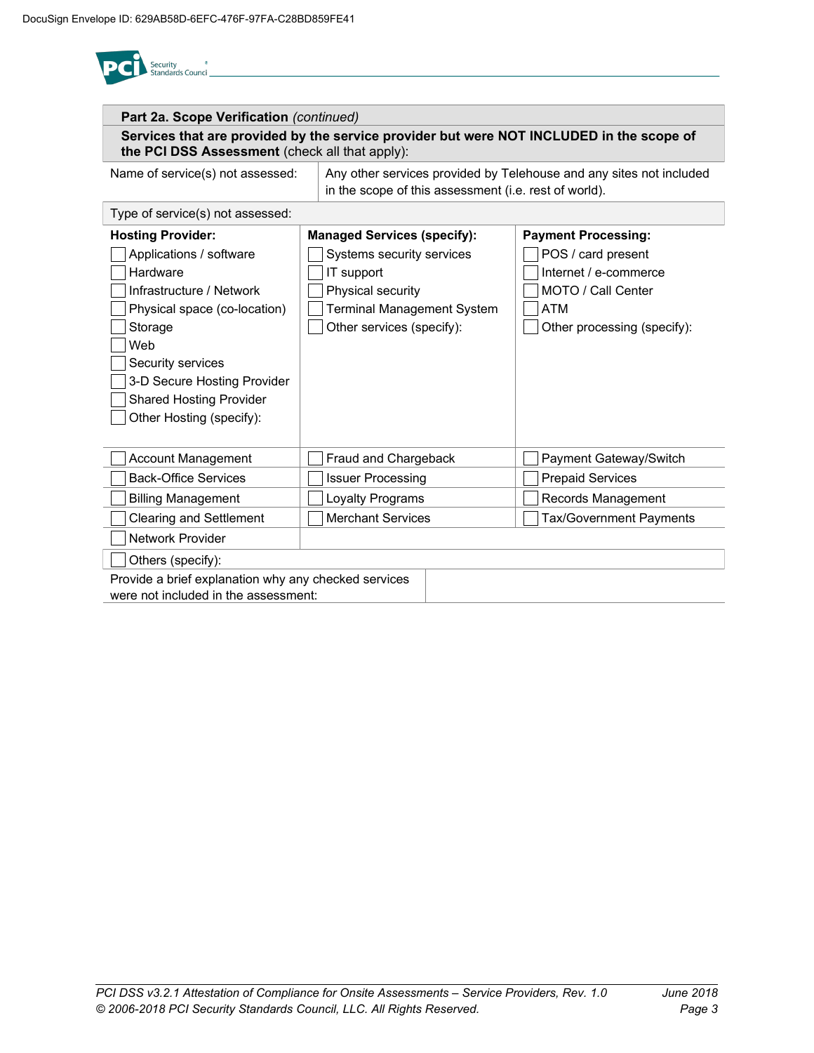## Part 2a. Scope Verification *(continued)*

**Services that are provided by the service provider but were NOT INCLUDED in the scope of the PCI DSS Assessment** (check all that apply):

| Name of service(s) not assessed: | Any other services provided by Telehouse and any sites not included in the scope of this assessment (i.e. rest of world). |
|---|---|

**Type of service(s) not assessed:**

| **Hosting Provider:** | **Managed Services (specify):** | **Payment Processing:** |
|---|---|---|
| ☐ Applications / software | ☐ Systems security services | ☐ POS / card present |
| ☐ Hardware | ☐ IT support | ☐ Internet / e-commerce |
| ☐ Infrastructure / Network | ☐ Physical security | ☐ MOTO / Call Center |
| ☐ Physical space (co-location) | ☐ Terminal Management System | ☐ ATM |
| ☐ Storage | ☐ Other services (specify): | ☐ Other processing (specify): |
| ☐ Web | | |
| ☐ Security services | | |
| ☐ 3-D Secure Hosting Provider | | |
| ☐ Shared Hosting Provider | | |
| ☐ Other Hosting (specify): | | |
| ☐ Account Management | ☐ Fraud and Chargeback | ☐ Payment Gateway/Switch |
| ☐ Back-Office Services | ☐ Issuer Processing | ☐ Prepaid Services |
| ☐ Billing Management | ☐ Loyalty Programs | ☐ Records Management |
| ☐ Clearing and Settlement | ☐ Merchant Services | ☐ Tax/Government Payments |
| ☐ Network Provider | | |

☐ Others (specify):

| Provide a brief explanation why any checked services were not included in the assessment: | |
|---|---|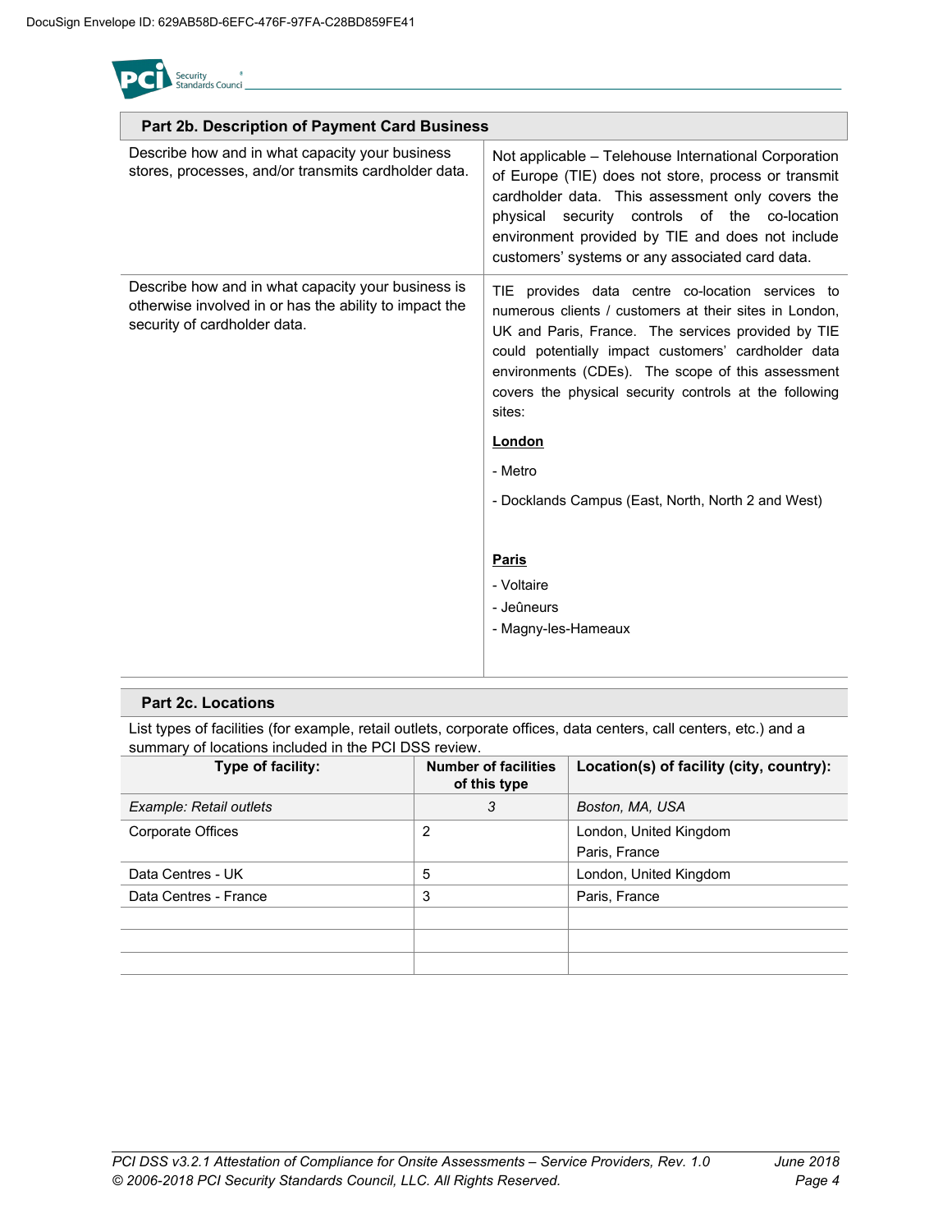| Part 2b. Description of Payment Card Business | |
|---|---|
| Describe how and in what capacity your business stores, processes, and/or transmits cardholder data. | Not applicable – Telehouse International Corporation of Europe (TIE) does not store, process or transmit cardholder data. This assessment only covers the physical security controls of the co-location environment provided by TIE and does not include customers' systems or any associated card data. |
| Describe how and in what capacity your business is otherwise involved in or has the ability to impact the security of cardholder data. | TIE provides data centre co-location services to numerous clients / customers at their sites in London, UK and Paris, France. The services provided by TIE could potentially impact customers' cardholder data environments (CDEs). The scope of this assessment covers the physical security controls at the following sites:<br><br>**London**<br><br>- Metro<br><br>- Docklands Campus (East, North, North 2 and West)<br><br>**Paris**<br><br>- Voltaire<br>- Jeûneurs<br>- Magny-les-Hameaux |

**Part 2c. Locations**

List types of facilities (for example, retail outlets, corporate offices, data centers, call centers, etc.) and a summary of locations included in the PCI DSS review.

| Type of facility: | Number of facilities of this type | Location(s) of facility (city, country): |
|---|---|---|
| *Example: Retail outlets* | *3* | *Boston, MA, USA* |
| Corporate Offices | 2 | London, United Kingdom<br>Paris, France |
| Data Centres - UK | 5 | London, United Kingdom |
| Data Centres - France | 3 | Paris, France |
| | | |
| | | |
| | | |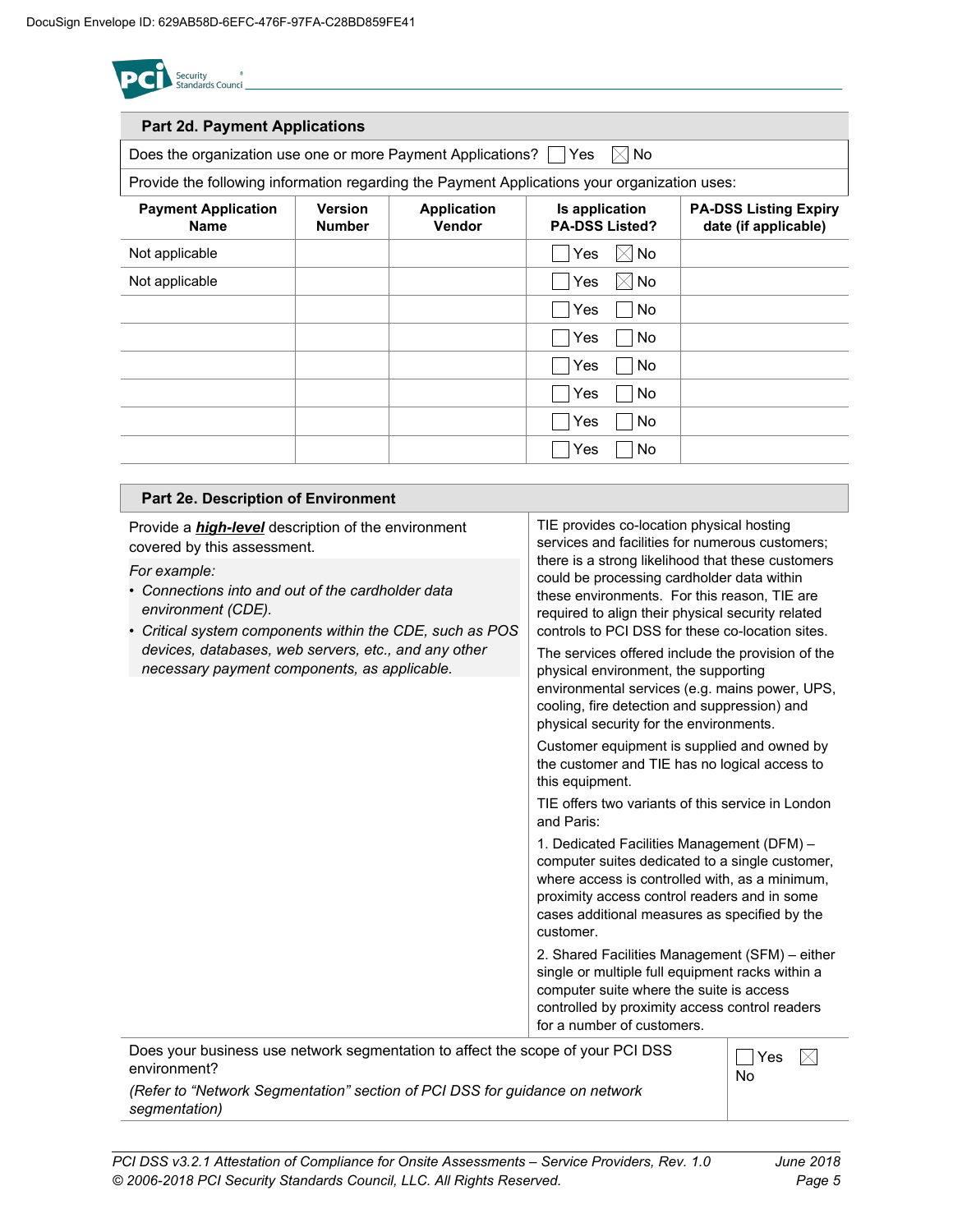## Part 2d. Payment Applications

Does the organization use one or more Payment Applications? ☐ Yes ☒ No

Provide the following information regarding the Payment Applications your organization uses:

| Payment Application Name | Version Number | Application Vendor | Is application PA-DSS Listed? | PA-DSS Listing Expiry date (if applicable) |
|---|---|---|---|---|
| Not applicable | | | ☐ Yes ☒ No | |
| Not applicable | | | ☐ Yes ☒ No | |
| | | | ☐ Yes ☐ No | |
| | | | ☐ Yes ☐ No | |
| | | | ☐ Yes ☐ No | |
| | | | ☐ Yes ☐ No | |
| | | | ☐ Yes ☐ No | |
| | | | ☐ Yes ☐ No | |

## Part 2e. Description of Environment

| Provide a ***high-level*** description of the environment covered by this assessment.<br><br>*For example:*<br>• *Connections into and out of the cardholder data environment (CDE).*<br>• *Critical system components within the CDE, such as POS devices, databases, web servers, etc., and any other necessary payment components, as applicable.* | TIE provides co-location physical hosting services and facilities for numerous customers; there is a strong likelihood that these customers could be processing cardholder data within these environments. For this reason, TIE are required to align their physical security related controls to PCI DSS for these co-location sites.<br><br>The services offered include the provision of the physical environment, the supporting environmental services (e.g. mains power, UPS, cooling, fire detection and suppression) and physical security for the environments.<br><br>Customer equipment is supplied and owned by the customer and TIE has no logical access to this equipment.<br><br>TIE offers two variants of this service in London and Paris:<br><br>1. Dedicated Facilities Management (DFM) – computer suites dedicated to a single customer, where access is controlled with, as a minimum, proximity access control readers and in some cases additional measures as specified by the customer.<br><br>2. Shared Facilities Management (SFM) – either single or multiple full equipment racks within a computer suite where the suite is access controlled by proximity access control readers for a number of customers. |
|---|---|
| Does your business use network segmentation to affect the scope of your PCI DSS environment?<br><br>*(Refer to "Network Segmentation" section of PCI DSS for guidance on network segmentation)* | ☐ Yes ☒ No |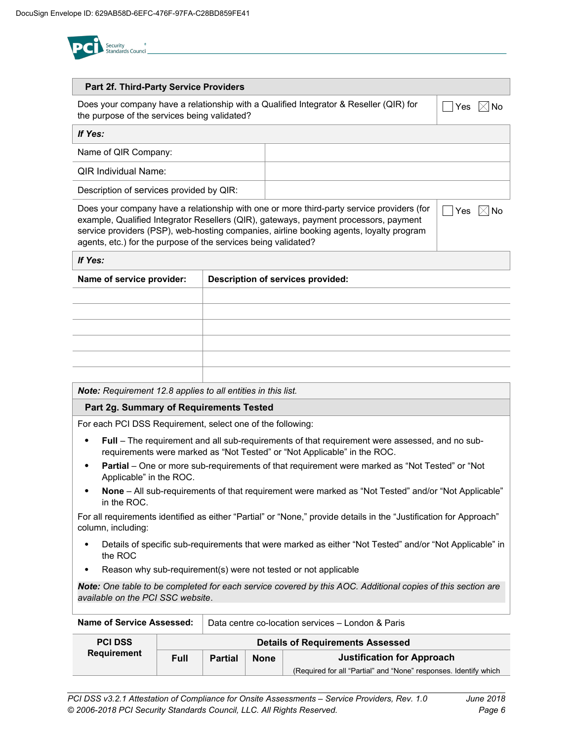| Part 2f. Third-Party Service Providers | |
|---|---|
| Does your company have a relationship with a Qualified Integrator & Reseller (QIR) for the purpose of the services being validated? | ☐ Yes ☒ No |
| ***If Yes:*** | |
| Name of QIR Company: | |
| QIR Individual Name: | |
| Description of services provided by QIR: | |
| Does your company have a relationship with one or more third-party service providers (for example, Qualified Integrator Resellers (QIR), gateways, payment processors, payment service providers (PSP), web-hosting companies, airline booking agents, loyalty program agents, etc.) for the purpose of the services being validated? | ☐ Yes ☒ No |
| ***If Yes:*** | |

| Name of service provider: | Description of services provided: |
|---|---|
| | |
| | |
| | |
| | |
| | |
| | |

***Note:*** *Requirement 12.8 applies to all entities in this list.*

**Part 2g. Summary of Requirements Tested**

For each PCI DSS Requirement, select one of the following:

- **Full** – The requirement and all sub-requirements of that requirement were assessed, and no sub-requirements were marked as "Not Tested" or "Not Applicable" in the ROC.
- **Partial** – One or more sub-requirements of that requirement were marked as "Not Tested" or "Not Applicable" in the ROC.
- **None** – All sub-requirements of that requirement were marked as "Not Tested" and/or "Not Applicable" in the ROC.

For all requirements identified as either "Partial" or "None," provide details in the "Justification for Approach" column, including:

- Details of specific sub-requirements that were marked as either "Not Tested" and/or "Not Applicable" in the ROC
- Reason why sub-requirement(s) were not tested or not applicable

***Note:*** *One table to be completed for each service covered by this AOC. Additional copies of this section are available on the PCI SSC website.*

| **Name of Service Assessed:** | Data centre co-location services – London & Paris | | | |
|---|---|---|---|---|
| **PCI DSS Requirement** | **Details of Requirements Assessed** | | | |
| | **Full** | **Partial** | **None** | **Justification for Approach** (Required for all "Partial" and "None" responses. Identify which |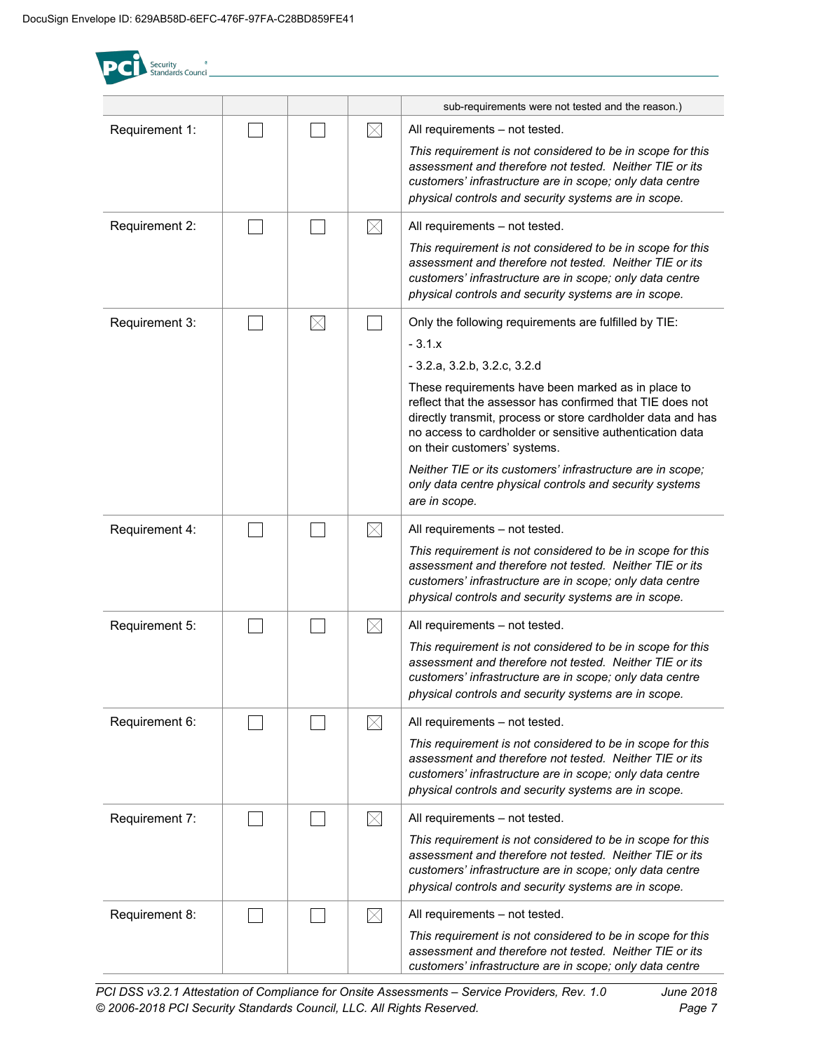| | | | | sub-requirements were not tested and the reason.) |
|---|---|---|---|---|
| Requirement 1: | ☐ | ☐ | ☒ | All requirements – not tested.<br><br>*This requirement is not considered to be in scope for this assessment and therefore not tested. Neither TIE or its customers' infrastructure are in scope; only data centre physical controls and security systems are in scope.* |
| Requirement 2: | ☐ | ☐ | ☒ | All requirements – not tested.<br><br>*This requirement is not considered to be in scope for this assessment and therefore not tested. Neither TIE or its customers' infrastructure are in scope; only data centre physical controls and security systems are in scope.* |
| Requirement 3: | ☐ | ☒ | ☐ | Only the following requirements are fulfilled by TIE:<br><br>- 3.1.x<br><br>- 3.2.a, 3.2.b, 3.2.c, 3.2.d<br><br>These requirements have been marked as in place to reflect that the assessor has confirmed that TIE does not directly transmit, process or store cardholder data and has no access to cardholder or sensitive authentication data on their customers' systems.<br><br>*Neither TIE or its customers' infrastructure are in scope; only data centre physical controls and security systems are in scope.* |
| Requirement 4: | ☐ | ☐ | ☒ | All requirements – not tested.<br><br>*This requirement is not considered to be in scope for this assessment and therefore not tested. Neither TIE or its customers' infrastructure are in scope; only data centre physical controls and security systems are in scope.* |
| Requirement 5: | ☐ | ☐ | ☒ | All requirements – not tested.<br><br>*This requirement is not considered to be in scope for this assessment and therefore not tested. Neither TIE or its customers' infrastructure are in scope; only data centre physical controls and security systems are in scope.* |
| Requirement 6: | ☐ | ☐ | ☒ | All requirements – not tested.<br><br>*This requirement is not considered to be in scope for this assessment and therefore not tested. Neither TIE or its customers' infrastructure are in scope; only data centre physical controls and security systems are in scope.* |
| Requirement 7: | ☐ | ☐ | ☒ | All requirements – not tested.<br><br>*This requirement is not considered to be in scope for this assessment and therefore not tested. Neither TIE or its customers' infrastructure are in scope; only data centre physical controls and security systems are in scope.* |
| Requirement 8: | ☐ | ☐ | ☒ | All requirements – not tested.<br><br>*This requirement is not considered to be in scope for this assessment and therefore not tested. Neither TIE or its customers' infrastructure are in scope; only data centre* |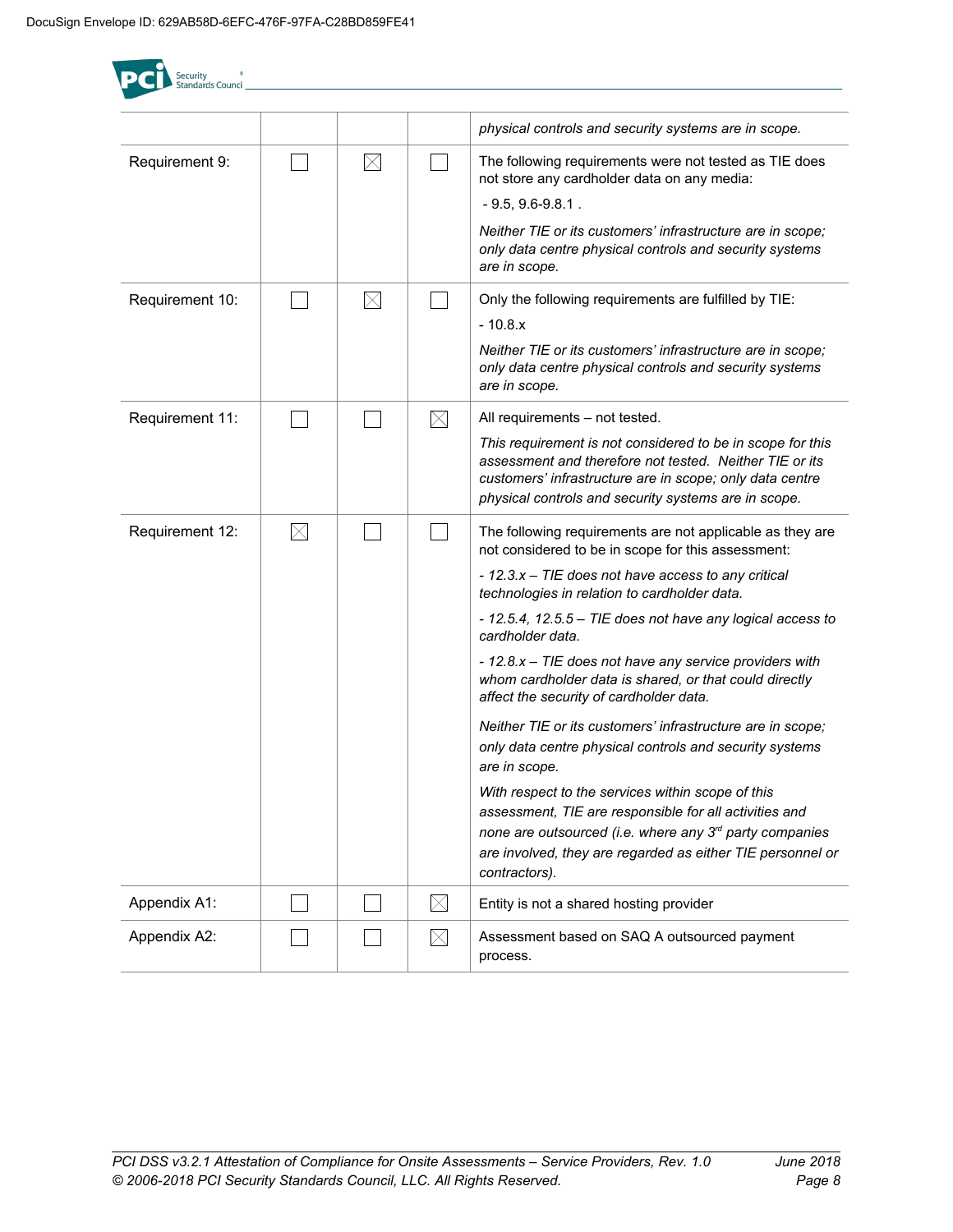| | | | | |
|---|---|---|---|---|
| | | | | *physical controls and security systems are in scope.* |
| Requirement 9: | ☐ | ☒ | ☐ | The following requirements were not tested as TIE does not store any cardholder data on any media:<br><br>- 9.5, 9.6-9.8.1 .<br><br>*Neither TIE or its customers' infrastructure are in scope; only data centre physical controls and security systems are in scope.* |
| Requirement 10: | ☐ | ☒ | ☐ | Only the following requirements are fulfilled by TIE:<br><br>- 10.8.x<br><br>*Neither TIE or its customers' infrastructure are in scope; only data centre physical controls and security systems are in scope.* |
| Requirement 11: | ☐ | ☐ | ☒ | All requirements – not tested.<br><br>*This requirement is not considered to be in scope for this assessment and therefore not tested. Neither TIE or its customers' infrastructure are in scope; only data centre physical controls and security systems are in scope.* |
| Requirement 12: | ☒ | ☐ | ☐ | The following requirements are not applicable as they are not considered to be in scope for this assessment:<br><br>*- 12.3.x – TIE does not have access to any critical technologies in relation to cardholder data.*<br><br>*- 12.5.4, 12.5.5 – TIE does not have any logical access to cardholder data.*<br><br>*- 12.8.x – TIE does not have any service providers with whom cardholder data is shared, or that could directly affect the security of cardholder data.*<br><br>*Neither TIE or its customers' infrastructure are in scope; only data centre physical controls and security systems are in scope.*<br><br>*With respect to the services within scope of this assessment, TIE are responsible for all activities and none are outsourced (i.e. where any 3rd party companies are involved, they are regarded as either TIE personnel or contractors).* |
| Appendix A1: | ☐ | ☐ | ☒ | Entity is not a shared hosting provider |
| Appendix A2: | ☐ | ☐ | ☒ | Assessment based on SAQ A outsourced payment process. |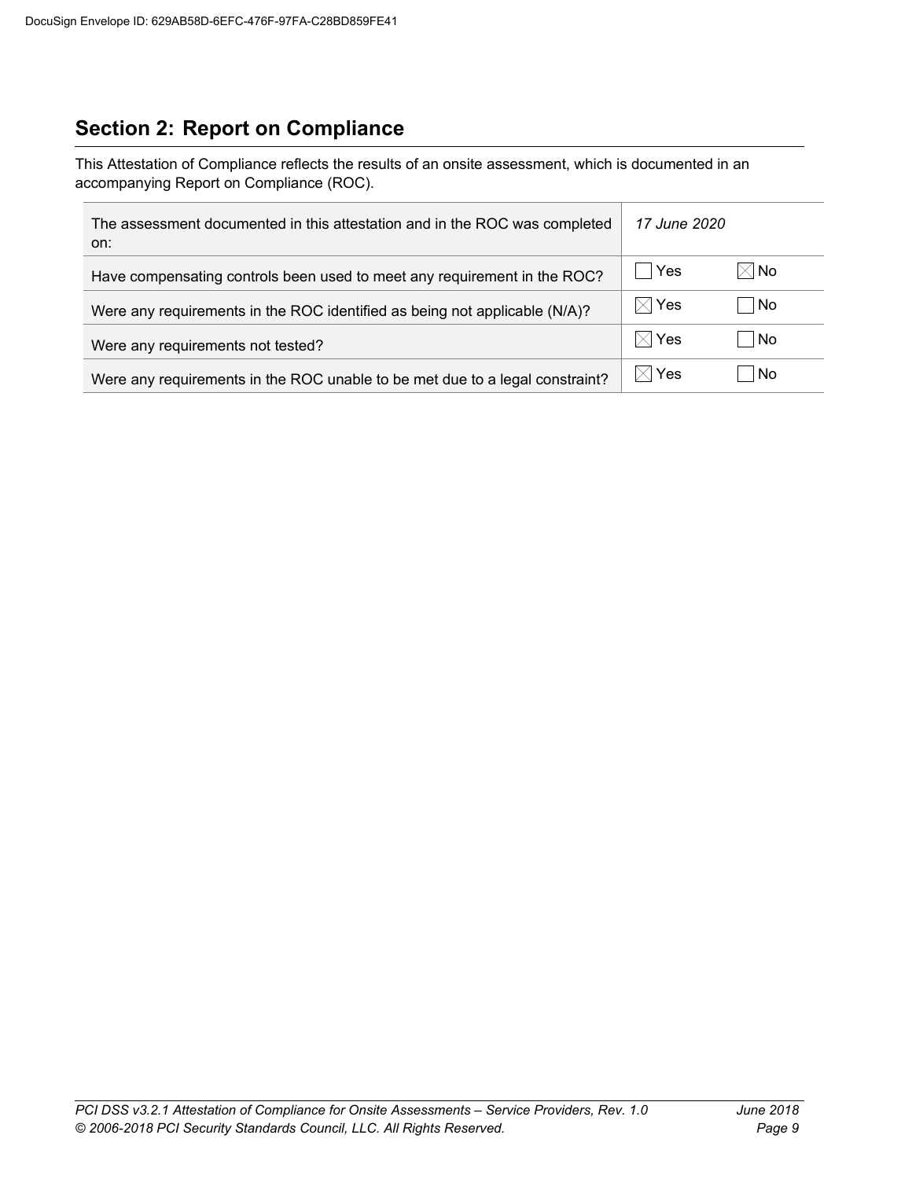## Section 2: Report on Compliance

This Attestation of Compliance reflects the results of an onsite assessment, which is documented in an accompanying Report on Compliance (ROC).

| | | |
|---|---|---|
| The assessment documented in this attestation and in the ROC was completed on: | *17 June 2020* | |
| Have compensating controls been used to meet any requirement in the ROC? | ☐ Yes | ☒ No |
| Were any requirements in the ROC identified as being not applicable (N/A)? | ☒ Yes | ☐ No |
| Were any requirements not tested? | ☒ Yes | ☐ No |
| Were any requirements in the ROC unable to be met due to a legal constraint? | ☒ Yes | ☐ No |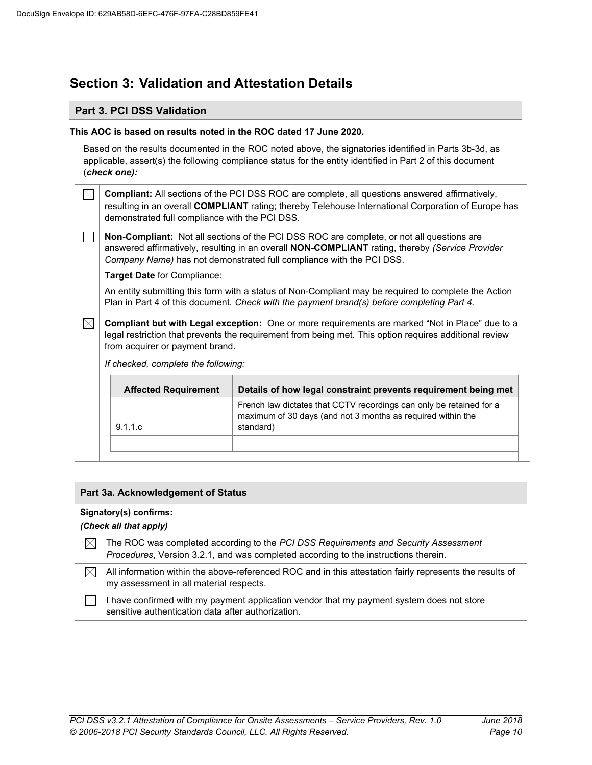## Section 3: Validation and Attestation Details

### Part 3. PCI DSS Validation

**This AOC is based on results noted in the ROC dated 17 June 2020.**

Based on the results documented in the ROC noted above, the signatories identified in Parts 3b-3d, as applicable, assert(s) the following compliance status for the entity identified in Part 2 of this document (***check one):***

☒ **Compliant:** All sections of the PCI DSS ROC are complete, all questions answered affirmatively, resulting in an overall **COMPLIANT** rating; thereby Telehouse International Corporation of Europe has demonstrated full compliance with the PCI DSS.

☐ **Non-Compliant:** Not all sections of the PCI DSS ROC are complete, or not all questions are answered affirmatively, resulting in an overall **NON-COMPLIANT** rating, thereby *(Service Provider Company Name)* has not demonstrated full compliance with the PCI DSS.

**Target Date** for Compliance:

An entity submitting this form with a status of Non-Compliant may be required to complete the Action Plan in Part 4 of this document. *Check with the payment brand(s) before completing Part 4.*

☒ **Compliant but with Legal exception:** One or more requirements are marked "Not in Place" due to a legal restriction that prevents the requirement from being met. This option requires additional review from acquirer or payment brand.

*If checked, complete the following:*

| Affected Requirement | Details of how legal constraint prevents requirement being met |
|---|---|
| 9.1.1.c | French law dictates that CCTV recordings can only be retained for a maximum of 30 days (and not 3 months as required within the standard) |
| | |

### Part 3a. Acknowledgement of Status

**Signatory(s) confirms:**

***(Check all that apply)***

☒ The ROC was completed according to the *PCI DSS Requirements and Security Assessment Procedures*, Version 3.2.1, and was completed according to the instructions therein.

☒ All information within the above-referenced ROC and in this attestation fairly represents the results of my assessment in all material respects.

☐ I have confirmed with my payment application vendor that my payment system does not store sensitive authentication data after authorization.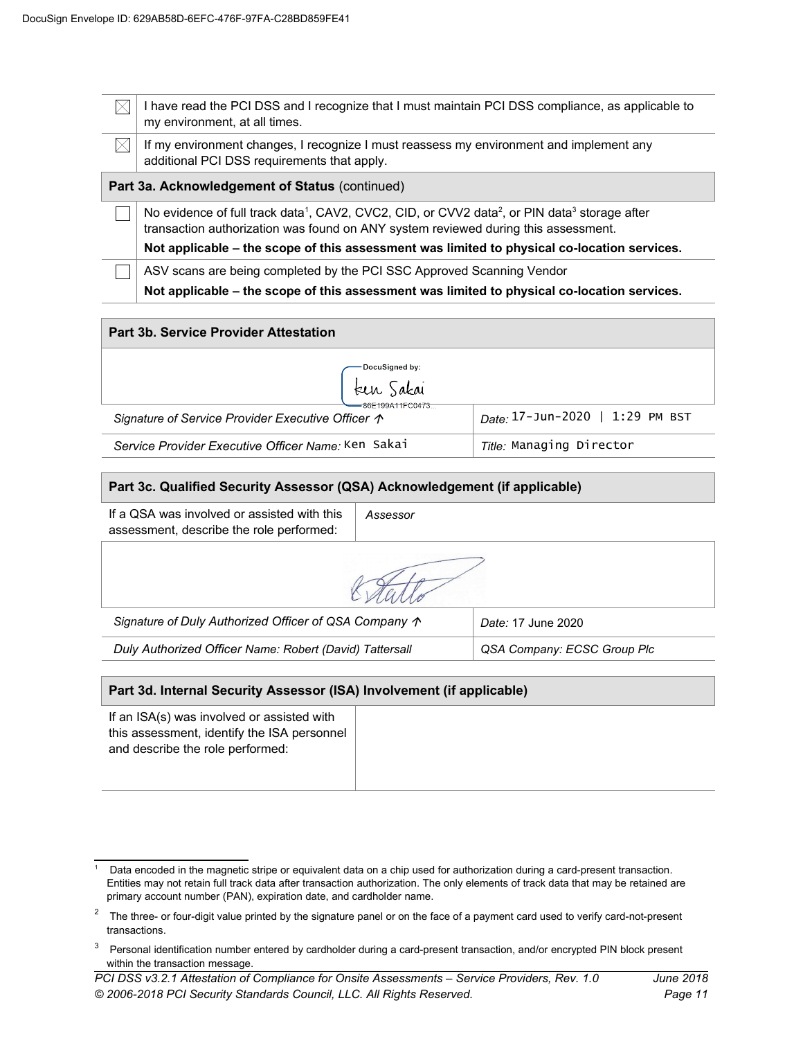| | |
|---|---|
| ☒ | I have read the PCI DSS and I recognize that I must maintain PCI DSS compliance, as applicable to my environment, at all times. |
| ☒ | If my environment changes, I recognize I must reassess my environment and implement any additional PCI DSS requirements that apply. |
| **Part 3a. Acknowledgement of Status** (continued) | |
| ☐ | No evidence of full track data[1], CAV2, CVC2, CID, or CVV2 data[2], or PIN data[3] storage after transaction authorization was found on ANY system reviewed during this assessment. **Not applicable – the scope of this assessment was limited to physical co-location services.** |
| ☐ | ASV scans are being completed by the PCI SSC Approved Scanning Vendor **Not applicable – the scope of this assessment was limited to physical co-location services.** |

| **Part 3b. Service Provider Attestation** | |
|---|---|
| DocuSigned by: Ken Sakai 86E199A11FC0473 | |
| *Signature of Service Provider Executive Officer ↑* | *Date:* 17-Jun-2020 \| 1:29 PM BST |
| *Service Provider Executive Officer Name:* Ken Sakai | *Title:* Managing Director |

| **Part 3c. Qualified Security Assessor (QSA) Acknowledgement (if applicable)** | |
|---|---|
| If a QSA was involved or assisted with this assessment, describe the role performed: | *Assessor* |
| [signature] | |
| *Signature of Duly Authorized Officer of QSA Company ↑* | *Date:* 17 June 2020 |
| *Duly Authorized Officer Name: Robert (David) Tattersall* | *QSA Company: ECSC Group Plc* |

| **Part 3d. Internal Security Assessor (ISA) Involvement (if applicable)** | |
|---|---|
| If an ISA(s) was involved or assisted with this assessment, identify the ISA personnel and describe the role performed: | |

[1] Data encoded in the magnetic stripe or equivalent data on a chip used for authorization during a card-present transaction. Entities may not retain full track data after transaction authorization. The only elements of track data that may be retained are primary account number (PAN), expiration date, and cardholder name.

[2] The three- or four-digit value printed by the signature panel or on the face of a payment card used to verify card-not-present transactions.

[3] Personal identification number entered by cardholder during a card-present transaction, and/or encrypted PIN block present within the transaction message.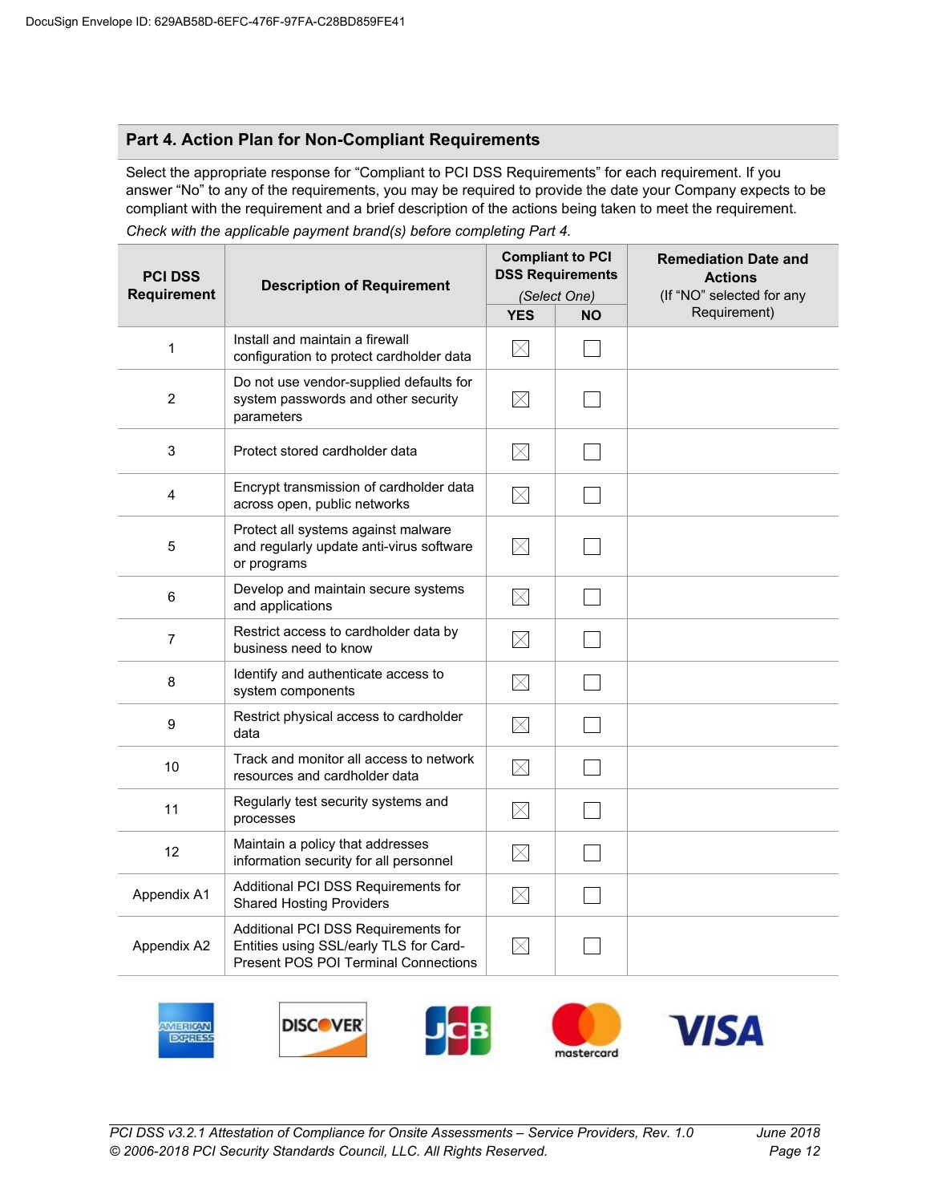## Part 4. Action Plan for Non-Compliant Requirements

Select the appropriate response for "Compliant to PCI DSS Requirements" for each requirement. If you answer "No" to any of the requirements, you may be required to provide the date your Company expects to be compliant with the requirement and a brief description of the actions being taken to meet the requirement.

*Check with the applicable payment brand(s) before completing Part 4.*

| PCI DSS Requirement | Description of Requirement | Compliant to PCI DSS Requirements *(Select One)* | | Remediation Date and Actions (If "NO" selected for any Requirement) |
|---|---|---|---|---|
| | | **YES** | **NO** | |
| 1 | Install and maintain a firewall configuration to protect cardholder data | ☒ | ☐ | |
| 2 | Do not use vendor-supplied defaults for system passwords and other security parameters | ☒ | ☐ | |
| 3 | Protect stored cardholder data | ☒ | ☐ | |
| 4 | Encrypt transmission of cardholder data across open, public networks | ☒ | ☐ | |
| 5 | Protect all systems against malware and regularly update anti-virus software or programs | ☒ | ☐ | |
| 6 | Develop and maintain secure systems and applications | ☒ | ☐ | |
| 7 | Restrict access to cardholder data by business need to know | ☒ | ☐ | |
| 8 | Identify and authenticate access to system components | ☒ | ☐ | |
| 9 | Restrict physical access to cardholder data | ☒ | ☐ | |
| 10 | Track and monitor all access to network resources and cardholder data | ☒ | ☐ | |
| 11 | Regularly test security systems and processes | ☒ | ☐ | |
| 12 | Maintain a policy that addresses information security for all personnel | ☒ | ☐ | |
| Appendix A1 | Additional PCI DSS Requirements for Shared Hosting Providers | ☒ | ☐ | |
| Appendix A2 | Additional PCI DSS Requirements for Entities using SSL/early TLS for Card-Present POS POI Terminal Connections | ☒ | ☐ | |